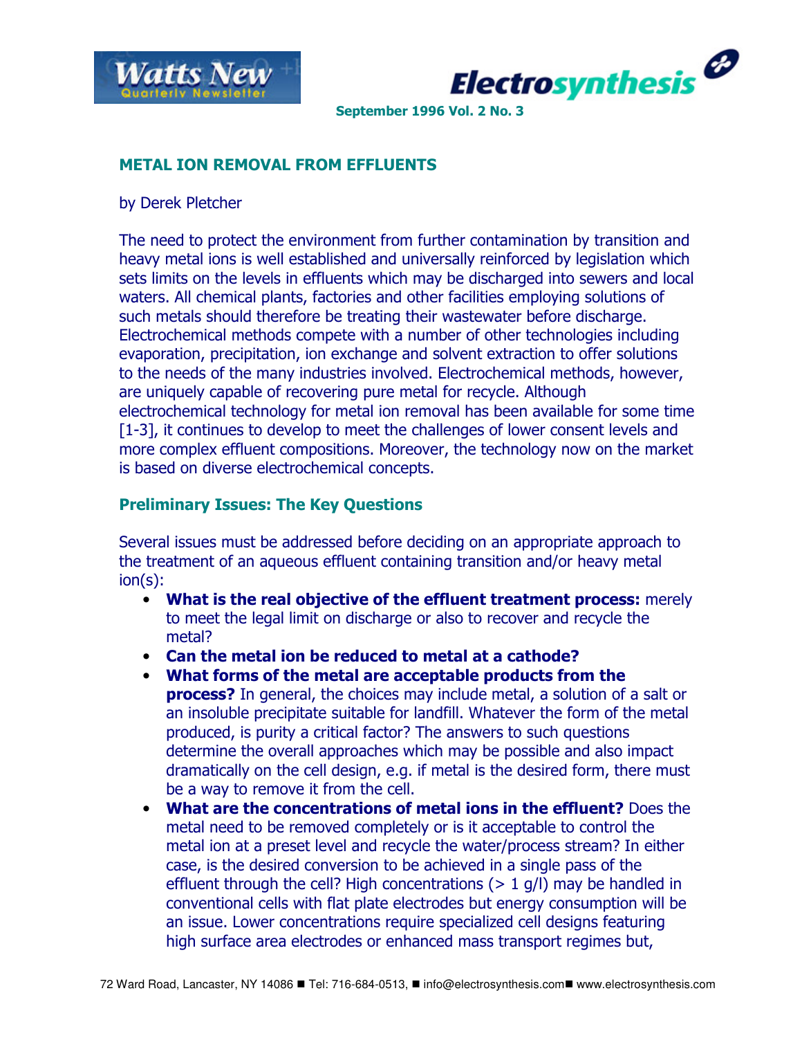September 1996 Vol. 2 No. 3

## METAL ION REMOVAL FROM EFFLUENTS

by Derek Pletcher

The need to protect the environment from further contamination by transition and heavy metal ions is well established and universally reinforced by legislation which sets limits on the levels in effluents which may be discharged into sewers and local waters. All chemical plants, factories and other facilities employing solutions of such metals should therefore be treating their wastewater before discharge. Electrochemical methods compete with a number of other technologies including evaporation, precipitation, ion exchange and solvent extraction to offer solutions to the needs of the many industries involved. Electrochemical methods, however, are uniquely capable of recovering pure metal for recycle. Although electrochemical technology for metal ion removal has been available for some time [1-3], it continues to develop to meet the challenges of lower consent levels and more complex effluent compositions. Moreover, the technology now on the market is based on diverse electrochemical concepts.

### Preliminary Issues: The Key Questions

Several issues must be addressed before deciding on an appropriate approach to the treatment of an aqueous effluent containing transition and/or heavy metal ion(s):

- **What is the real objective of the effluent treatment process:** merely to meet the legal limit on discharge or also to recover and recycle the metal?
- **Can the metal ion be reduced to metal at a cathode?**
- **What forms of the metal are acceptable products from the process?** In general, the choices may include metal, a solution of a salt or an insoluble precipitate suitable for landfill. Whatever the form of the metal produced, is purity a critical factor? The answers to such questions determine the overall approaches which may be possible and also impact dramatically on the cell design, e.g. if metal is the desired form, there must be a way to remove it from the cell.
- **What are the concentrations of metal ions in the effluent?** Does the metal need to be removed completely or is it acceptable to control the metal ion at a preset level and recycle the water/process stream? In either case, is the desired conversion to be achieved in a single pass of the effluent through the cell? High concentrations (> 1 g/l) may be handled in conventional cells with flat plate electrodes but energy consumption will be an issue. Lower concentrations require specialized cell designs featuring high surface area electrodes or enhanced mass transport regimes but,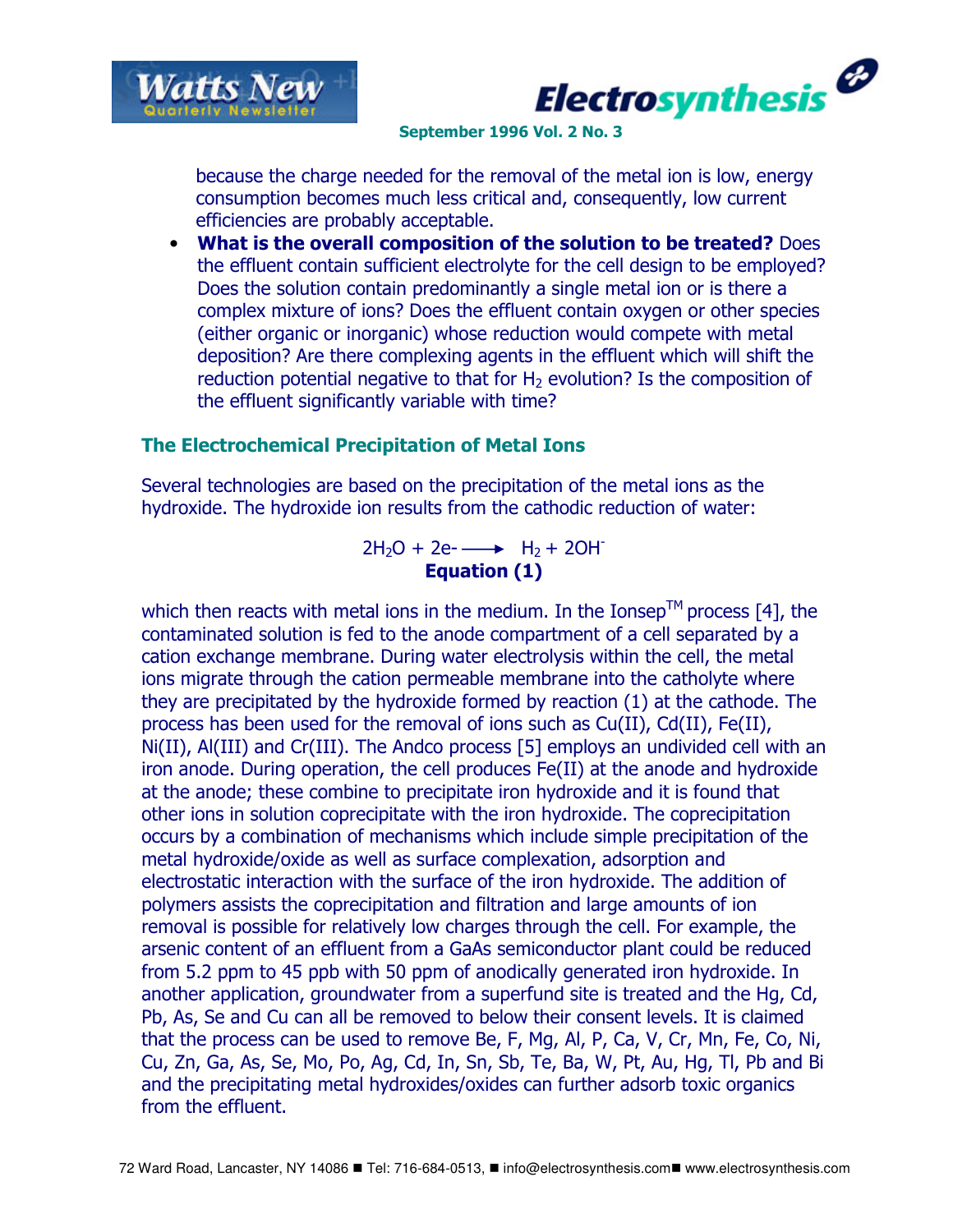because the charge needed for the removal of the metal ion is low, energy consumption becomes much less critical and, consequently, low current efficiencies are probably acceptable.

- **What is the overall composition of the solution to be treated?** Does the effluent contain sufficient electrolyte for the cell design to be employed? Does the solution contain predominantly a single metal ion or is there a complex mixture of ions? Does the effluent contain oxygen or other species (either organic or inorganic) whose reduction would compete with metal deposition? Are there complexing agents in the effluent which will shift the reduction potential negative to that for $H_2$ evolution? Is the composition of the effluent significantly variable with time?

## The Electrochemical Precipitation of Metal Ions

Several technologies are based on the precipitation of the metal ions as the hydroxide. The hydroxide ion results from the cathodic reduction of water:

$$2H_2O + 2e^- \longrightarrow H_2 + 2OH^-$$

**Equation (1)**

which then reacts with metal ions in the medium. In the Ionsep™ process [4], the contaminated solution is fed to the anode compartment of a cell separated by a cation exchange membrane. During water electrolysis within the cell, the metal ions migrate through the cation permeable membrane into the catholyte where they are precipitated by the hydroxide formed by reaction (1) at the cathode. The process has been used for the removal of ions such as Cu(II), Cd(II), Fe(II), Ni(II), Al(III) and Cr(III). The Andco process [5] employs an undivided cell with an iron anode. During operation, the cell produces Fe(II) at the anode and hydroxide at the anode; these combine to precipitate iron hydroxide and it is found that other ions in solution coprecipitate with the iron hydroxide. The coprecipitation occurs by a combination of mechanisms which include simple precipitation of the metal hydroxide/oxide as well as surface complexation, adsorption and electrostatic interaction with the surface of the iron hydroxide. The addition of polymers assists the coprecipitation and filtration and large amounts of ion removal is possible for relatively low charges through the cell. For example, the arsenic content of an effluent from a GaAs semiconductor plant could be reduced from 5.2 ppm to 45 ppb with 50 ppm of anodically generated iron hydroxide. In another application, groundwater from a superfund site is treated and the Hg, Cd, Pb, As, Se and Cu can all be removed to below their consent levels. It is claimed that the process can be used to remove Be, F, Mg, Al, P, Ca, V, Cr, Mn, Fe, Co, Ni, Cu, Zn, Ga, As, Se, Mo, Po, Ag, Cd, In, Sn, Sb, Te, Ba, W, Pt, Au, Hg, Tl, Pb and Bi and the precipitating metal hydroxides/oxides can further adsorb toxic organics from the effluent.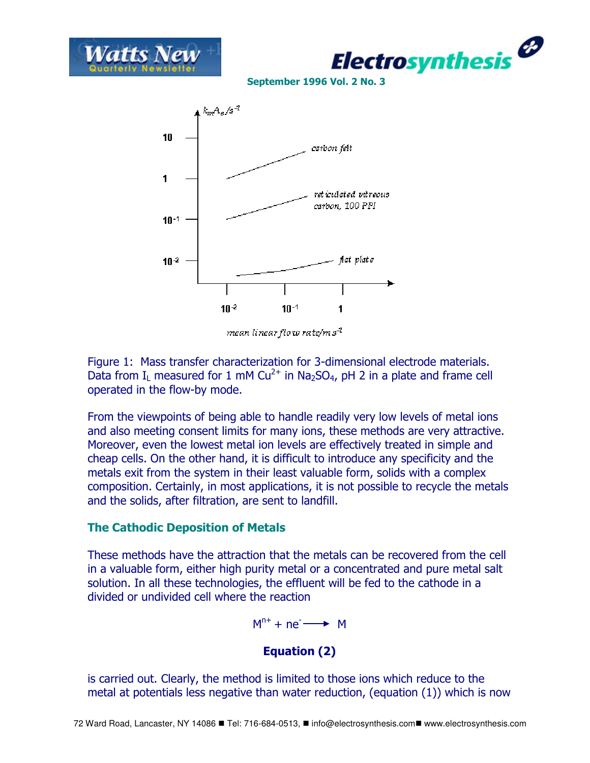Figure 1: Mass transfer characterization for 3-dimensional electrode materials. Data from $I_L$ measured for 1 mM $Cu^{2+}$ in $Na_2SO_4$, pH 2 in a plate and frame cell operated in the flow-by mode.

From the viewpoints of being able to handle readily very low levels of metal ions and also meeting consent limits for many ions, these methods are very attractive. Moreover, even the lowest metal ion levels are effectively treated in simple and cheap cells. On the other hand, it is difficult to introduce any specificity and the metals exit from the system in their least valuable form, solids with a complex composition. Certainly, in most applications, it is not possible to recycle the metals and the solids, after filtration, are sent to landfill.

### The Cathodic Deposition of Metals

These methods have the attraction that the metals can be recovered from the cell in a valuable form, either high purity metal or a concentrated and pure metal salt solution. In all these technologies, the effluent will be fed to the cathode in a divided or undivided cell where the reaction

$$M^{n+} + ne^- \longrightarrow M$$

**Equation (2)**

is carried out. Clearly, the method is limited to those ions which reduce to the metal at potentials less negative than water reduction, (equation (1)) which is now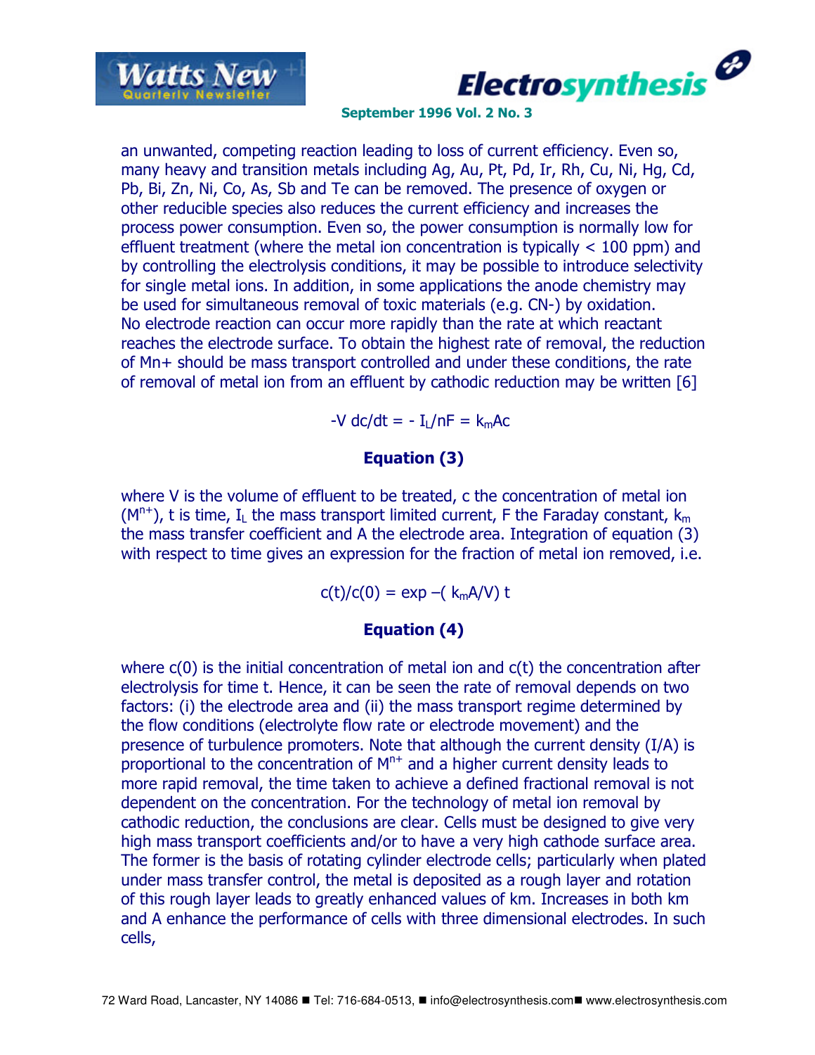an unwanted, competing reaction leading to loss of current efficiency. Even so, many heavy and transition metals including Ag, Au, Pt, Pd, Ir, Rh, Cu, Ni, Hg, Cd, Pb, Bi, Zn, Ni, Co, As, Sb and Te can be removed. The presence of oxygen or other reducible species also reduces the current efficiency and increases the process power consumption. Even so, the power consumption is normally low for effluent treatment (where the metal ion concentration is typically < 100 ppm) and by controlling the electrolysis conditions, it may be possible to introduce selectivity for single metal ions. In addition, in some applications the anode chemistry may be used for simultaneous removal of toxic materials (e.g. CN-) by oxidation.
No electrode reaction can occur more rapidly than the rate at which reactant reaches the electrode surface. To obtain the highest rate of removal, the reduction of Mn+ should be mass transport controlled and under these conditions, the rate of removal of metal ion from an effluent by cathodic reduction may be written [6]

$$-V\,dc/dt = -I_L/nF = k_m A c$$

**Equation (3)**

where V is the volume of effluent to be treated, c the concentration of metal ion ($M^{n+}$), t is time, $I_L$ the mass transport limited current, F the Faraday constant, $k_m$ the mass transfer coefficient and A the electrode area. Integration of equation (3) with respect to time gives an expression for the fraction of metal ion removed, i.e.

$$c(t)/c(0) = \exp -(k_m A/V)\,t$$

**Equation (4)**

where c(0) is the initial concentration of metal ion and c(t) the concentration after electrolysis for time t. Hence, it can be seen the rate of removal depends on two factors: (i) the electrode area and (ii) the mass transport regime determined by the flow conditions (electrolyte flow rate or electrode movement) and the presence of turbulence promoters. Note that although the current density (I/A) is proportional to the concentration of $M^{n+}$ and a higher current density leads to more rapid removal, the time taken to achieve a defined fractional removal is not dependent on the concentration. For the technology of metal ion removal by cathodic reduction, the conclusions are clear. Cells must be designed to give very high mass transport coefficients and/or to have a very high cathode surface area. The former is the basis of rotating cylinder electrode cells; particularly when plated under mass transfer control, the metal is deposited as a rough layer and rotation of this rough layer leads to greatly enhanced values of km. Increases in both km and A enhance the performance of cells with three dimensional electrodes. In such cells,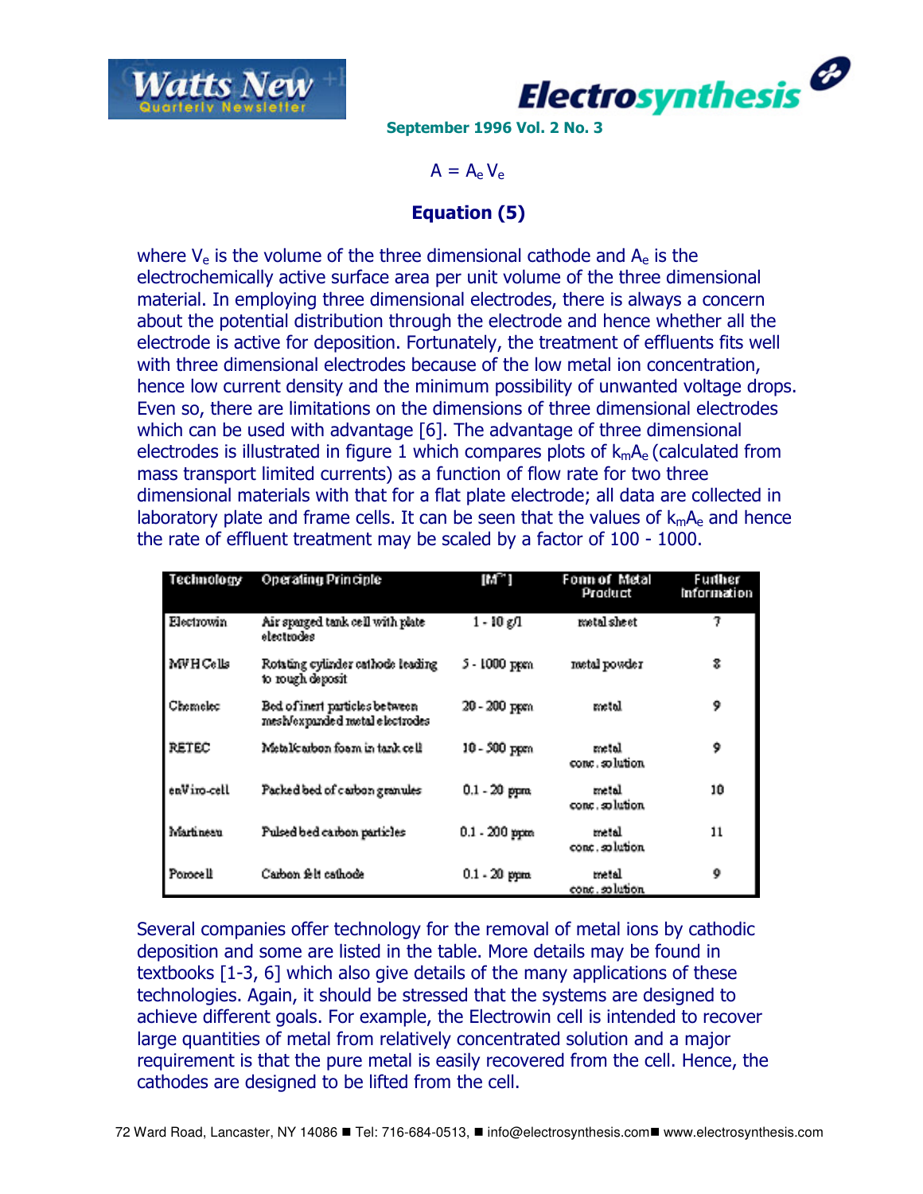$$A = A_e V_e$$

**Equation (5)**

where $V_e$ is the volume of the three dimensional cathode and $A_e$ is the electrochemically active surface area per unit volume of the three dimensional material. In employing three dimensional electrodes, there is always a concern about the potential distribution through the electrode and hence whether all the electrode is active for deposition. Fortunately, the treatment of effluents fits well with three dimensional electrodes because of the low metal ion concentration, hence low current density and the minimum possibility of unwanted voltage drops. Even so, there are limitations on the dimensions of three dimensional electrodes which can be used with advantage [6]. The advantage of three dimensional electrodes is illustrated in figure 1 which compares plots of $k_m A_e$ (calculated from mass transport limited currents) as a function of flow rate for two three dimensional materials with that for a flat plate electrode; all data are collected in laboratory plate and frame cells. It can be seen that the values of $k_m A_e$ and hence the rate of effluent treatment may be scaled by a factor of 100 - 1000.

| Technology | Operating Principle | $[M^{n+}]$ | Form of Metal Product | Further Information |
|---|---|---|---|---|
| Electrowin | Air sparged tank cell with plate electrodes | 1 - 10 g/l | metal sheet | 7 |
| MVH Cells | Rotating cylinder cathode leading to rough deposit | 5 - 1000 ppm | metal powder | 8 |
| Chemelec | Bed of inert particles between mesh/expanded metal electrodes | 20 - 200 ppm | metal | 9 |
| RETEC | Metal/carbon foam in tank cell | 10 - 500 ppm | metal conc. solution | 9 |
| enViro-cell | Packed bed of carbon granules | 0.1 - 20 ppm | metal conc. solution | 10 |
| Martineau | Pulsed bed carbon particles | 0.1 - 200 ppm | metal conc. solution | 11 |
| Porocell | Carbon felt cathode | 0.1 - 20 ppm | metal conc. solution | 9 |

Several companies offer technology for the removal of metal ions by cathodic deposition and some are listed in the table. More details may be found in textbooks [1-3, 6] which also give details of the many applications of these technologies. Again, it should be stressed that the systems are designed to achieve different goals. For example, the Electrowin cell is intended to recover large quantities of metal from relatively concentrated solution and a major requirement is that the pure metal is easily recovered from the cell. Hence, the cathodes are designed to be lifted from the cell.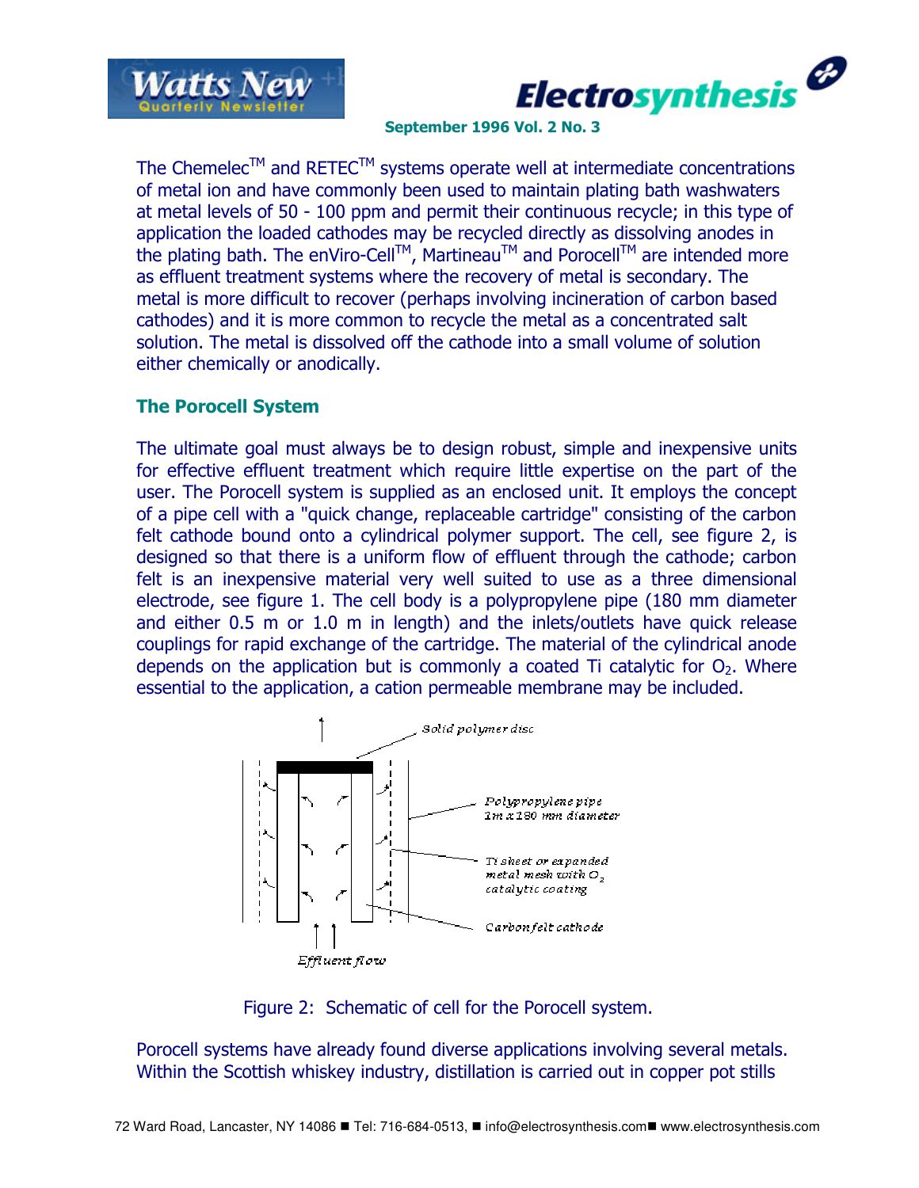The Chemelec™ and RETEC™ systems operate well at intermediate concentrations of metal ion and have commonly been used to maintain plating bath washwaters at metal levels of 50 - 100 ppm and permit their continuous recycle; in this type of application the loaded cathodes may be recycled directly as dissolving anodes in the plating bath. The enViro-Cell™, Martineau™ and Porocell™ are intended more as effluent treatment systems where the recovery of metal is secondary. The metal is more difficult to recover (perhaps involving incineration of carbon based cathodes) and it is more common to recycle the metal as a concentrated salt solution. The metal is dissolved off the cathode into a small volume of solution either chemically or anodically.

## The Porocell System

The ultimate goal must always be to design robust, simple and inexpensive units for effective effluent treatment which require little expertise on the part of the user. The Porocell system is supplied as an enclosed unit. It employs the concept of a pipe cell with a "quick change, replaceable cartridge" consisting of the carbon felt cathode bound onto a cylindrical polymer support. The cell, see figure 2, is designed so that there is a uniform flow of effluent through the cathode; carbon felt is an inexpensive material very well suited to use as a three dimensional electrode, see figure 1. The cell body is a polypropylene pipe (180 mm diameter and either 0.5 m or 1.0 m in length) and the inlets/outlets have quick release couplings for rapid exchange of the cartridge. The material of the cylindrical anode depends on the application but is commonly a coated Ti catalytic for $O_2$. Where essential to the application, a cation permeable membrane may be included.

Solid polymer disc

Polypropylene pipe 1m x 180 mm diameter

Ti sheet or expanded metal mesh with $O_2$ catalytic coating

Carbon felt cathode

Effluent flow

Figure 2: Schematic of cell for the Porocell system.

Porocell systems have already found diverse applications involving several metals. Within the Scottish whiskey industry, distillation is carried out in copper pot stills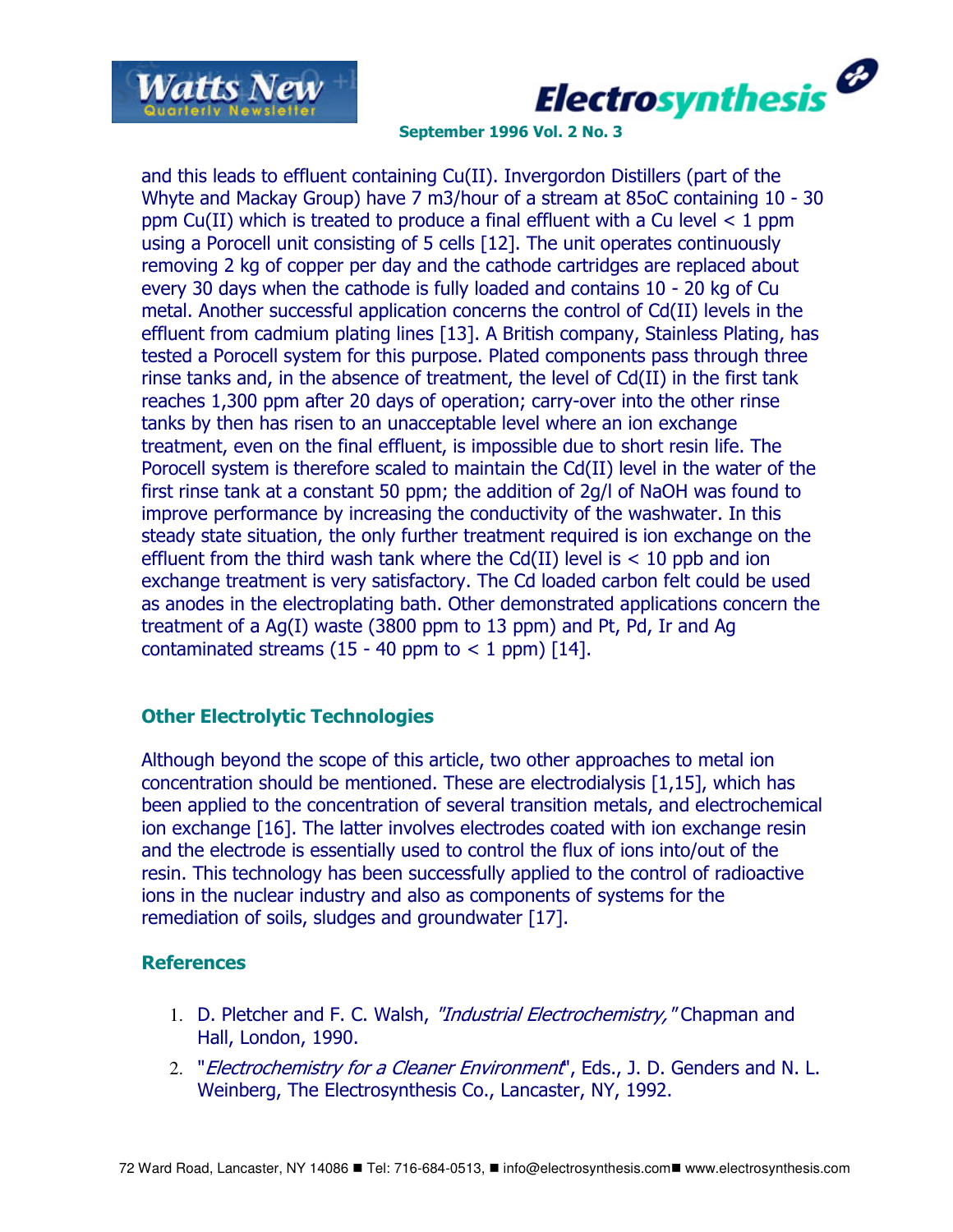and this leads to effluent containing Cu(II). Invergordon Distillers (part of the Whyte and Mackay Group) have 7 m3/hour of a stream at 85oC containing 10 - 30 ppm Cu(II) which is treated to produce a final effluent with a Cu level < 1 ppm using a Porocell unit consisting of 5 cells [12]. The unit operates continuously removing 2 kg of copper per day and the cathode cartridges are replaced about every 30 days when the cathode is fully loaded and contains 10 - 20 kg of Cu metal. Another successful application concerns the control of Cd(II) levels in the effluent from cadmium plating lines [13]. A British company, Stainless Plating, has tested a Porocell system for this purpose. Plated components pass through three rinse tanks and, in the absence of treatment, the level of Cd(II) in the first tank reaches 1,300 ppm after 20 days of operation; carry-over into the other rinse tanks by then has risen to an unacceptable level where an ion exchange treatment, even on the final effluent, is impossible due to short resin life. The Porocell system is therefore scaled to maintain the Cd(II) level in the water of the first rinse tank at a constant 50 ppm; the addition of 2g/l of NaOH was found to improve performance by increasing the conductivity of the washwater. In this steady state situation, the only further treatment required is ion exchange on the effluent from the third wash tank where the Cd(II) level is < 10 ppb and ion exchange treatment is very satisfactory. The Cd loaded carbon felt could be used as anodes in the electroplating bath. Other demonstrated applications concern the treatment of a Ag(I) waste (3800 ppm to 13 ppm) and Pt, Pd, Ir and Ag contaminated streams (15 - 40 ppm to < 1 ppm) [14].

## Other Electrolytic Technologies

Although beyond the scope of this article, two other approaches to metal ion concentration should be mentioned. These are electrodialysis [1,15], which has been applied to the concentration of several transition metals, and electrochemical ion exchange [16]. The latter involves electrodes coated with ion exchange resin and the electrode is essentially used to control the flux of ions into/out of the resin. This technology has been successfully applied to the control of radioactive ions in the nuclear industry and also as components of systems for the remediation of soils, sludges and groundwater [17].

## References

1. D. Pletcher and F. C. Walsh, *"Industrial Electrochemistry,"* Chapman and Hall, London, 1990.
2. "*Electrochemistry for a Cleaner Environment*", Eds., J. D. Genders and N. L. Weinberg, The Electrosynthesis Co., Lancaster, NY, 1992.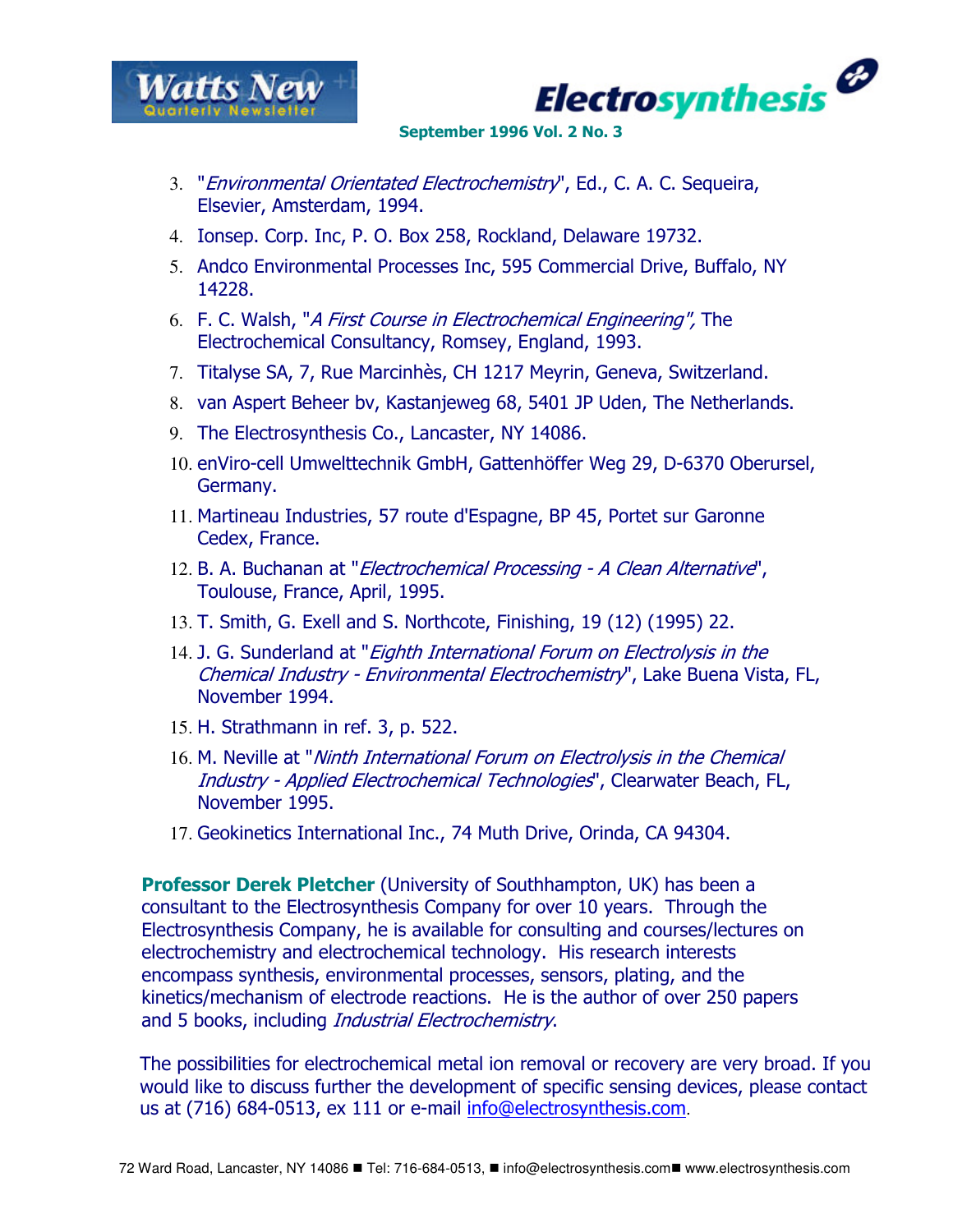3. "*Environmental Orientated Electrochemistry*", Ed., C. A. C. Sequeira, Elsevier, Amsterdam, 1994.
4. Ionsep. Corp. Inc, P. O. Box 258, Rockland, Delaware 19732.
5. Andco Environmental Processes Inc, 595 Commercial Drive, Buffalo, NY 14228.
6. F. C. Walsh, "*A First Course in Electrochemical Engineering",* The Electrochemical Consultancy, Romsey, England, 1993.
7. Titalyse SA, 7, Rue Marcinhès, CH 1217 Meyrin, Geneva, Switzerland.
8. van Aspert Beheer bv, Kastanjeweg 68, 5401 JP Uden, The Netherlands.
9. The Electrosynthesis Co., Lancaster, NY 14086.
10. enViro-cell Umwelttechnik GmbH, Gattenhöffer Weg 29, D-6370 Oberursel, Germany.
11. Martineau Industries, 57 route d'Espagne, BP 45, Portet sur Garonne Cedex, France.
12. B. A. Buchanan at "*Electrochemical Processing - A Clean Alternative*", Toulouse, France, April, 1995.
13. T. Smith, G. Exell and S. Northcote, Finishing, 19 (12) (1995) 22.
14. J. G. Sunderland at "*Eighth International Forum on Electrolysis in the Chemical Industry - Environmental Electrochemistry*", Lake Buena Vista, FL, November 1994.
15. H. Strathmann in ref. 3, p. 522.
16. M. Neville at "*Ninth International Forum on Electrolysis in the Chemical Industry - Applied Electrochemical Technologies*", Clearwater Beach, FL, November 1995.
17. Geokinetics International Inc., 74 Muth Drive, Orinda, CA 94304.

**Professor Derek Pletcher** (University of Southhampton, UK) has been a consultant to the Electrosynthesis Company for over 10 years. Through the Electrosynthesis Company, he is available for consulting and courses/lectures on electrochemistry and electrochemical technology. His research interests encompass synthesis, environmental processes, sensors, plating, and the kinetics/mechanism of electrode reactions. He is the author of over 250 papers and 5 books, including *Industrial Electrochemistry*.

The possibilities for electrochemical metal ion removal or recovery are very broad. If you would like to discuss further the development of specific sensing devices, please contact us at (716) 684-0513, ex 111 or e-mail info@electrosynthesis.com.